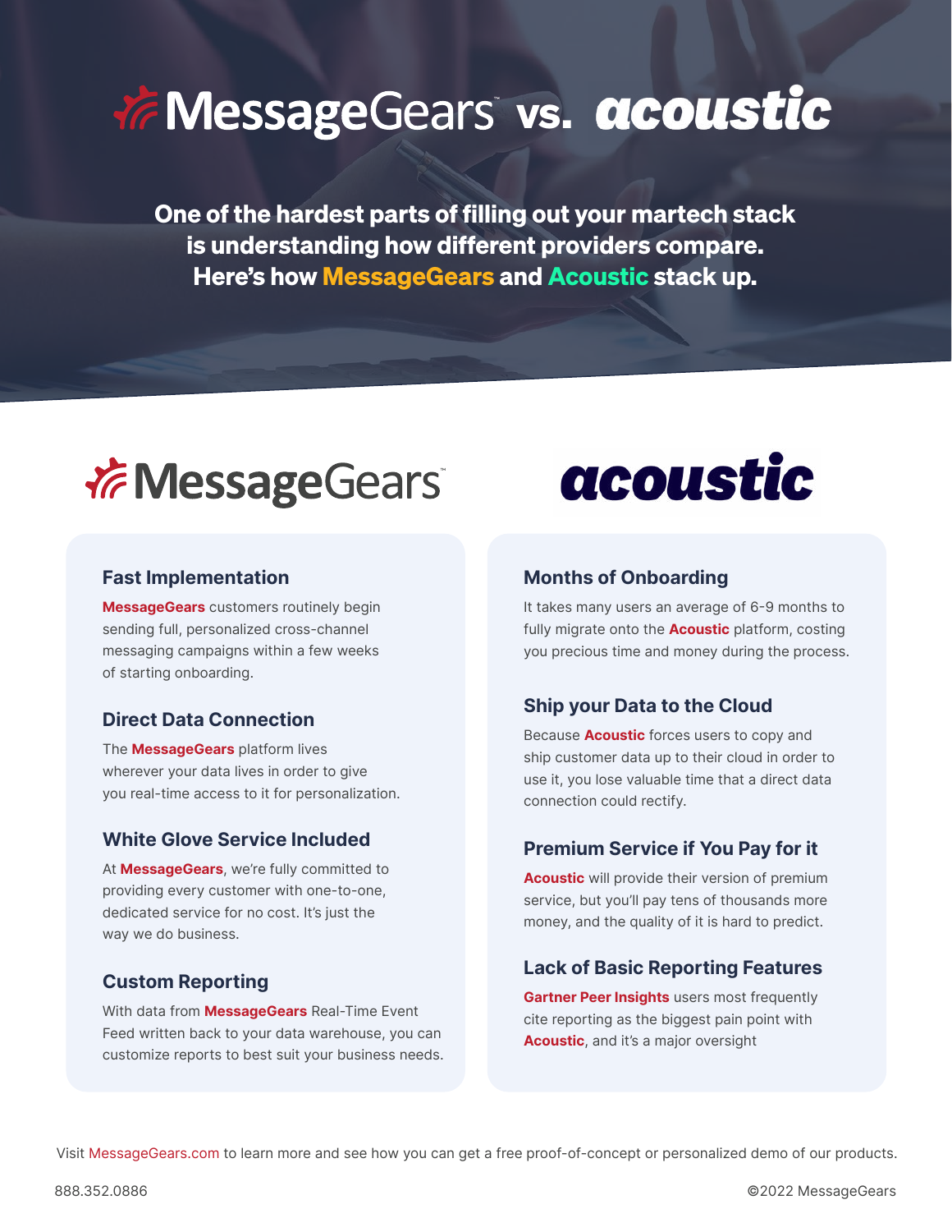# MessageGears vs. acoustic

**One of the hardest parts of filling out your martech stack is understanding how different providers compare. Here's how MessageGears and Acoustic stack up.**

## MessageGears

### Fast Implementation

**MessageGears** customers routinely begin sending full, personalized cross-channel messaging campaigns within a few weeks of starting onboarding.

### Direct Data Connection

The **MessageGears** platform lives wherever your data lives in order to give you real-time access to it for personalization.

### White Glove Service Included

At **MessageGears**, we're fully committed to providing every customer with one-to-one, dedicated service for no cost. It's just the way we do business.

### Custom Reporting

With data from **MessageGears** Real-Time Event Feed written back to your data warehouse, you can customize reports to best suit your business needs.

## acoustic

### Months of Onboarding

It takes many users an average of 6-9 months to fully migrate onto the **Acoustic** platform, costing you precious time and money during the process.

### Ship your Data to the Cloud

Because **Acoustic** forces users to copy and ship customer data up to their cloud in order to use it, you lose valuable time that a direct data connection could rectify.

### Premium Service if You Pay for it

**Acoustic** will provide their version of premium service, but you'll pay tens of thousands more money, and the quality of it is hard to predict.

### Lack of Basic Reporting Features

**Gartner Peer Insights** users most frequently cite reporting as the biggest pain point with **Acoustic**, and it's a major oversight

Visit MessageGears.com to learn more and see how you can get a free proof-of-concept or personalized demo of our products.

888.352.0886

©2022 MessageGears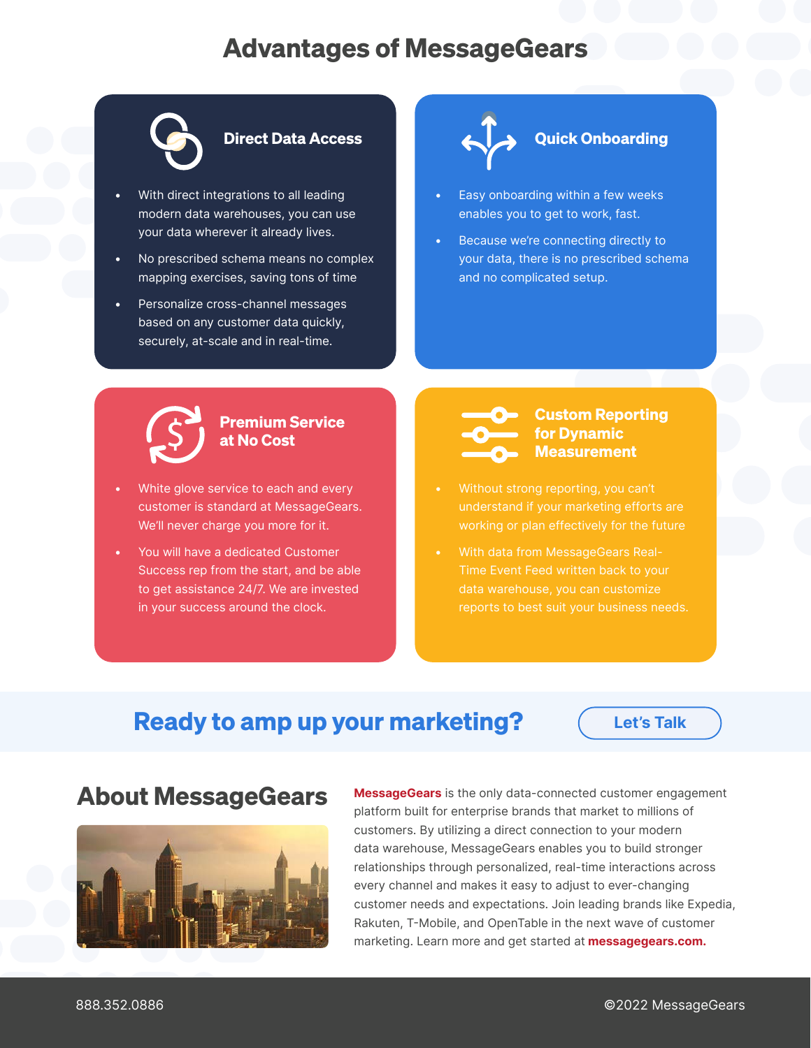# Advantages of MessageGears

## Direct Data Access

- With direct integrations to all leading modern data warehouses, you can use your data wherever it already lives.
- No prescribed schema means no complex mapping exercises, saving tons of time
- Personalize cross-channel messages based on any customer data quickly, securely, at-scale and in real-time.

## Quick Onboarding

- Easy onboarding within a few weeks enables you to get to work, fast.
- Because we're connecting directly to your data, there is no prescribed schema and no complicated setup.

## Premium Service at No Cost

- White glove service to each and every customer is standard at MessageGears. We'll never charge you more for it.
- You will have a dedicated Customer Success rep from the start, and be able to get assistance 24/7. We are invested in your success around the clock.

## Custom Reporting for Dynamic Measurement

- Without strong reporting, you can't understand if your marketing efforts are working or plan effectively for the future
- With data from MessageGears Real-Time Event Feed written back to your data warehouse, you can customize reports to best suit your business needs.

## Ready to amp up your marketing?

Let's Talk

## About MessageGears

**MessageGears** is the only data-connected customer engagement platform built for enterprise brands that market to millions of customers. By utilizing a direct connection to your modern data warehouse, MessageGears enables you to build stronger relationships through personalized, real-time interactions across every channel and makes it easy to adjust to ever-changing customer needs and expectations. Join leading brands like Expedia, Rakuten, T-Mobile, and OpenTable in the next wave of customer marketing. Learn more and get started at **messagegears.com.**

888.352.0886

©2022 MessageGears